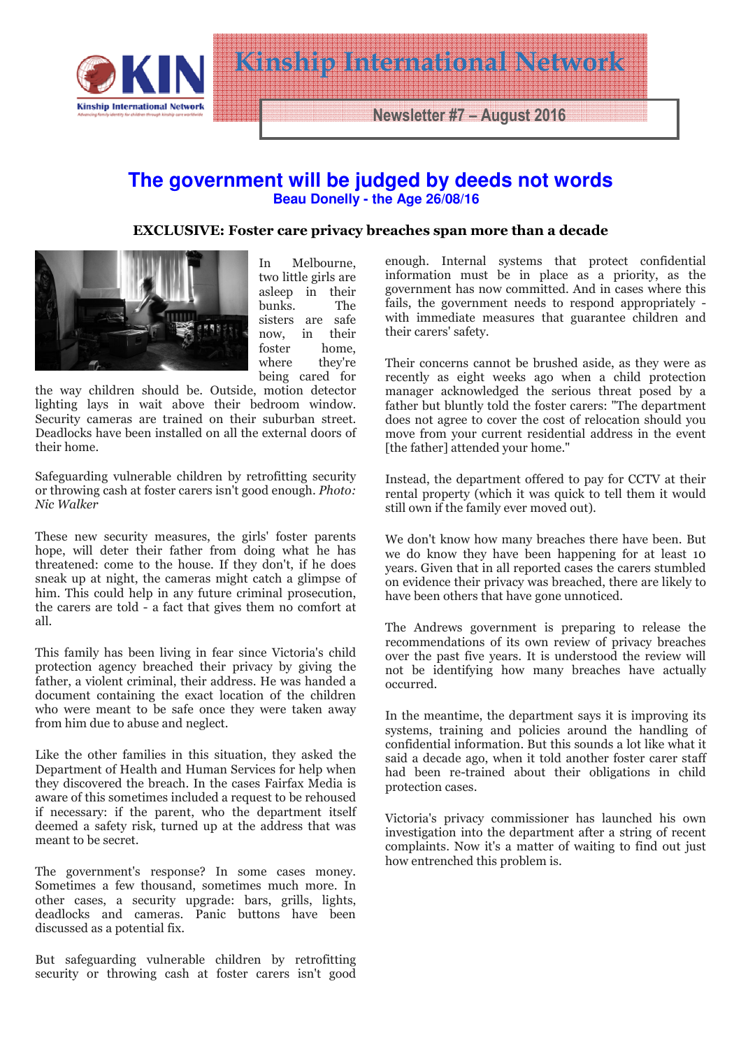# Kinship International Network

**Newsletter #7 – August 2016**

## The government will be judged by deeds not words

**Beau Donelly - the Age 26/08/16**

### EXCLUSIVE: Foster care privacy breaches span more than a decade

In Melbourne, two little girls are asleep in their bunks. The sisters are safe now, in their foster home, where they're being cared for the way children should be. Outside, motion detector lighting lays in wait above their bedroom window. Security cameras are trained on their suburban street. Deadlocks have been installed on all the external doors of their home.

Safeguarding vulnerable children by retrofitting security or throwing cash at foster carers isn't good enough. *Photo: Nic Walker*

These new security measures, the girls' foster parents hope, will deter their father from doing what he has threatened: come to the house. If they don't, if he does sneak up at night, the cameras might catch a glimpse of him. This could help in any future criminal prosecution, the carers are told - a fact that gives them no comfort at all.

This family has been living in fear since Victoria's child protection agency breached their privacy by giving the father, a violent criminal, their address. He was handed a document containing the exact location of the children who were meant to be safe once they were taken away from him due to abuse and neglect.

Like the other families in this situation, they asked the Department of Health and Human Services for help when they discovered the breach. In the cases Fairfax Media is aware of this sometimes included a request to be rehoused if necessary: if the parent, who the department itself deemed a safety risk, turned up at the address that was meant to be secret.

The government's response? In some cases money. Sometimes a few thousand, sometimes much more. In other cases, a security upgrade: bars, grills, lights, deadlocks and cameras. Panic buttons have been discussed as a potential fix.

But safeguarding vulnerable children by retrofitting security or throwing cash at foster carers isn't good enough. Internal systems that protect confidential information must be in place as a priority, as the government has now committed. And in cases where this fails, the government needs to respond appropriately - with immediate measures that guarantee children and their carers' safety.

Their concerns cannot be brushed aside, as they were as recently as eight weeks ago when a child protection manager acknowledged the serious threat posed by a father but bluntly told the foster carers: "The department does not agree to cover the cost of relocation should you move from your current residential address in the event [the father] attended your home."

Instead, the department offered to pay for CCTV at their rental property (which it was quick to tell them it would still own if the family ever moved out).

We don't know how many breaches there have been. But we do know they have been happening for at least 10 years. Given that in all reported cases the carers stumbled on evidence their privacy was breached, there are likely to have been others that have gone unnoticed.

The Andrews government is preparing to release the recommendations of its own review of privacy breaches over the past five years. It is understood the review will not be identifying how many breaches have actually occurred.

In the meantime, the department says it is improving its systems, training and policies around the handling of confidential information. But this sounds a lot like what it said a decade ago, when it told another foster carer staff had been re-trained about their obligations in child protection cases.

Victoria's privacy commissioner has launched his own investigation into the department after a string of recent complaints. Now it's a matter of waiting to find out just how entrenched this problem is.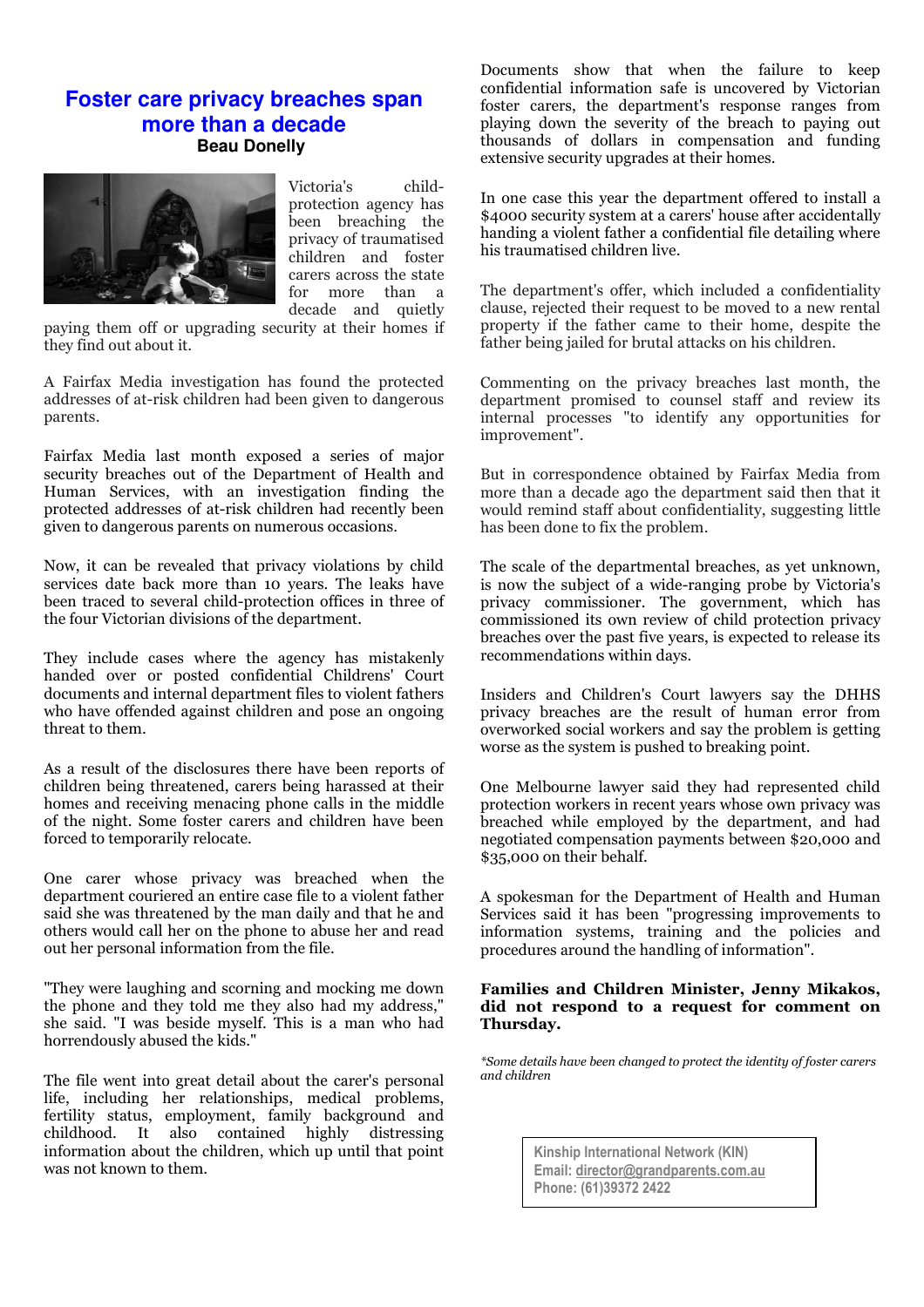# Foster care privacy breaches span more than a decade

**Beau Donelly**

Victoria's child-protection agency has been breaching the privacy of traumatised children and foster carers across the state for more than a decade and quietly paying them off or upgrading security at their homes if they find out about it.

A Fairfax Media investigation has found the protected addresses of at-risk children had been given to dangerous parents.

Fairfax Media last month exposed a series of major security breaches out of the Department of Health and Human Services, with an investigation finding the protected addresses of at-risk children had recently been given to dangerous parents on numerous occasions.

Now, it can be revealed that privacy violations by child services date back more than 10 years. The leaks have been traced to several child-protection offices in three of the four Victorian divisions of the department.

They include cases where the agency has mistakenly handed over or posted confidential Childrens' Court documents and internal department files to violent fathers who have offended against children and pose an ongoing threat to them.

As a result of the disclosures there have been reports of children being threatened, carers being harassed at their homes and receiving menacing phone calls in the middle of the night. Some foster carers and children have been forced to temporarily relocate.

One carer whose privacy was breached when the department couriered an entire case file to a violent father said she was threatened by the man daily and that he and others would call her on the phone to abuse her and read out her personal information from the file.

"They were laughing and scorning and mocking me down the phone and they told me they also had my address," she said. "I was beside myself. This is a man who had horrendously abused the kids."

The file went into great detail about the carer's personal life, including her relationships, medical problems, fertility status, employment, family background and childhood. It also contained highly distressing information about the children, which up until that point was not known to them.

Documents show that when the failure to keep confidential information safe is uncovered by Victorian foster carers, the department's response ranges from playing down the severity of the breach to paying out thousands of dollars in compensation and funding extensive security upgrades at their homes.

In one case this year the department offered to install a $4000 security system at a carers' house after accidentally handing a violent father a confidential file detailing where his traumatised children live.

The department's offer, which included a confidentiality clause, rejected their request to be moved to a new rental property if the father came to their home, despite the father being jailed for brutal attacks on his children.

Commenting on the privacy breaches last month, the department promised to counsel staff and review its internal processes "to identify any opportunities for improvement".

But in correspondence obtained by Fairfax Media from more than a decade ago the department said then that it would remind staff about confidentiality, suggesting little has been done to fix the problem.

The scale of the departmental breaches, as yet unknown, is now the subject of a wide-ranging probe by Victoria's privacy commissioner. The government, which has commissioned its own review of child protection privacy breaches over the past five years, is expected to release its recommendations within days.

Insiders and Children's Court lawyers say the DHHS privacy breaches are the result of human error from overworked social workers and say the problem is getting worse as the system is pushed to breaking point.

One Melbourne lawyer said they had represented child protection workers in recent years whose own privacy was breached while employed by the department, and had negotiated compensation payments between $20,000 and $35,000 on their behalf.

A spokesman for the Department of Health and Human Services said it has been "progressing improvements to information systems, training and the policies and procedures around the handling of information".

**Families and Children Minister, Jenny Mikakos, did not respond to a request for comment on Thursday.**

*\*Some details have been changed to protect the identity of foster carers and children*

Kinship International Network (KIN)
Email: director@grandparents.com.au
Phone: (61)39372 2422